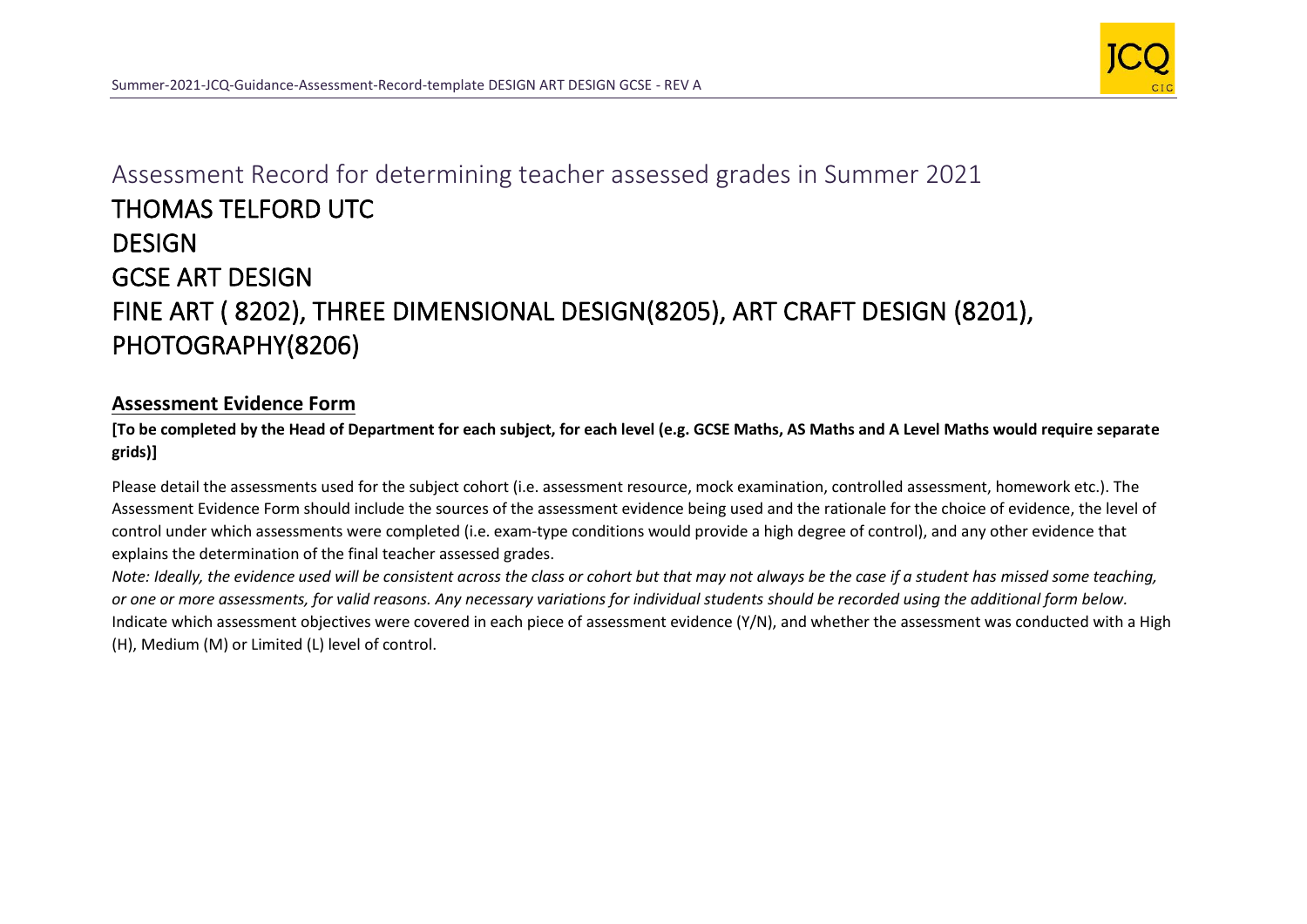# Assessment Record for determining teacher assessed grades in Summer 2021

# THOMAS TELFORD UTC

# DESIGN

# GCSE ART DESIGN

# FINE ART ( 8202), THREE DIMENSIONAL DESIGN(8205), ART CRAFT DESIGN (8201), PHOTOGRAPHY(8206)

## Assessment Evidence Form

**[To be completed by the Head of Department for each subject, for each level (e.g. GCSE Maths, AS Maths and A Level Maths would require separate grids)]**

Please detail the assessments used for the subject cohort (i.e. assessment resource, mock examination, controlled assessment, homework etc.). The Assessment Evidence Form should include the sources of the assessment evidence being used and the rationale for the choice of evidence, the level of control under which assessments were completed (i.e. exam-type conditions would provide a high degree of control), and any other evidence that explains the determination of the final teacher assessed grades.

*Note: Ideally, the evidence used will be consistent across the class or cohort but that may not always be the case if a student has missed some teaching, or one or more assessments, for valid reasons. Any necessary variations for individual students should be recorded using the additional form below.*

Indicate which assessment objectives were covered in each piece of assessment evidence (Y/N), and whether the assessment was conducted with a High (H), Medium (M) or Limited (L) level of control.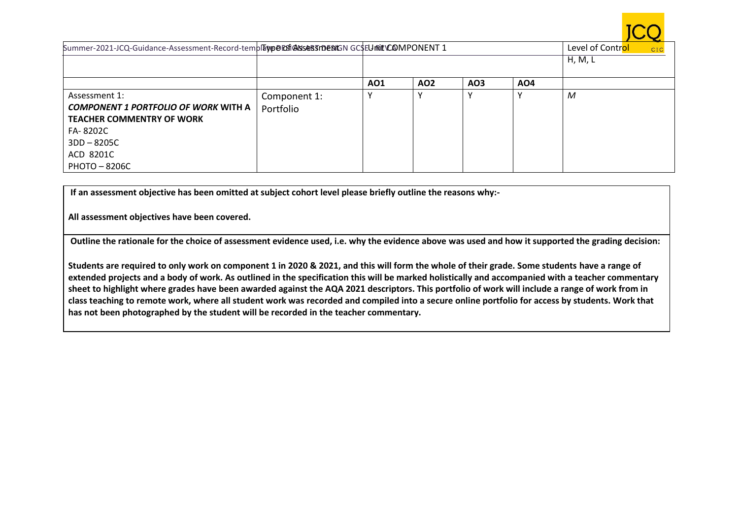| Summer-2021-JCQ-Guidance-Assessment-Record-templateType of Assessment ART DESIGN GCSE Unit COMPONENT 1 | | | | | | Level of Control |
|---|---|---|---|---|---|---|
| | | | | | | H, M, L |
| | | **AO1** | **AO2** | **AO3** | **AO4** | |
| Assessment 1:<br>***COMPONENT 1 PORTFOLIO OF WORK* WITH A TEACHER COMMENTRY OF WORK**<br>FA- 8202C<br>3DD – 8205C<br>ACD 8201C<br>PHOTO – 8206C | Component 1:<br>Portfolio | Y | Y | Y | Y | *M* |

**If an assessment objective has been omitted at subject cohort level please briefly outline the reasons why:-**

**All assessment objectives have been covered.**

**Outline the rationale for the choice of assessment evidence used, i.e. why the evidence above was used and how it supported the grading decision:**

**Students are required to only work on component 1 in 2020 & 2021, and this will form the whole of their grade. Some students have a range of extended projects and a body of work. As outlined in the specification this will be marked holistically and accompanied with a teacher commentary sheet to highlight where grades have been awarded against the AQA 2021 descriptors. This portfolio of work will include a range of work from in class teaching to remote work, where all student work was recorded and compiled into a secure online portfolio for access by students. Work that has not been photographed by the student will be recorded in the teacher commentary.**